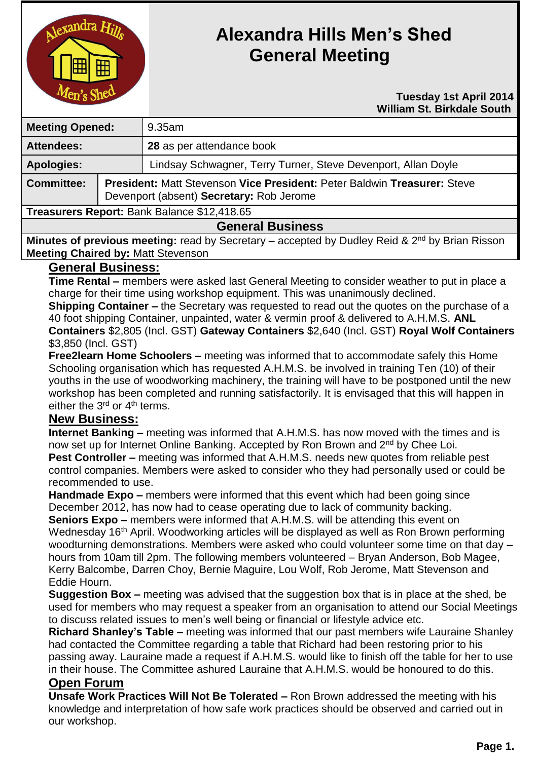# Alexandra Hills Men's Shed General Meeting

**Tuesday 1st April 2014**
**William St. Birkdale South**

| | |
|---|---|
| **Meeting Opened:** | 9.35am |
| **Attendees:** | **28** as per attendance book |
| **Apologies:** | Lindsay Schwagner, Terry Turner, Steve Devenport, Allan Doyle |
| **Committee:** | **President:** Matt Stevenson **Vice President:** Peter Baldwin **Treasurer:** Steve Devenport (absent) **Secretary:** Rob Jerome |

**Treasurers Report:** Bank Balance $12,418.65

## General Business

**Minutes of previous meeting:** read by Secretary – accepted by Dudley Reid & 2nd by Brian Risson
**Meeting Chaired by:** Matt Stevenson

## General Business:

**Time Rental –** members were asked last General Meeting to consider weather to put in place a charge for their time using workshop equipment. This was unanimously declined.

**Shipping Container –** the Secretary was requested to read out the quotes on the purchase of a 40 foot shipping Container, unpainted, water & vermin proof & delivered to A.H.M.S. **ANL Containers** $2,805 (Incl. GST) **Gateway Containers** $2,640 (Incl. GST) **Royal Wolf Containers** $3,850 (Incl. GST)

**Free2learn Home Schoolers –** meeting was informed that to accommodate safely this Home Schooling organisation which has requested A.H.M.S. be involved in training Ten (10) of their youths in the use of woodworking machinery, the training will have to be postponed until the new workshop has been completed and running satisfactorily. It is envisaged that this will happen in either the 3rd or 4th terms.

## New Business:

**Internet Banking –** meeting was informed that A.H.M.S. has now moved with the times and is now set up for Internet Online Banking. Accepted by Ron Brown and 2nd by Chee Loi.

**Pest Controller –** meeting was informed that A.H.M.S. needs new quotes from reliable pest control companies. Members were asked to consider who they had personally used or could be recommended to use.

**Handmade Expo –** members were informed that this event which had been going since December 2012, has now had to cease operating due to lack of community backing.

**Seniors Expo –** members were informed that A.H.M.S. will be attending this event on Wednesday 16th April. Woodworking articles will be displayed as well as Ron Brown performing woodturning demonstrations. Members were asked who could volunteer some time on that day – hours from 10am till 2pm. The following members volunteered – Bryan Anderson, Bob Magee, Kerry Balcombe, Darren Choy, Bernie Maguire, Lou Wolf, Rob Jerome, Matt Stevenson and Eddie Hourn.

**Suggestion Box –** meeting was advised that the suggestion box that is in place at the shed, be used for members who may request a speaker from an organisation to attend our Social Meetings to discuss related issues to men's well being or financial or lifestyle advice etc.

**Richard Shanley's Table –** meeting was informed that our past members wife Lauraine Shanley had contacted the Committee regarding a table that Richard had been restoring prior to his passing away. Lauraine made a request if A.H.M.S. would like to finish off the table for her to use in their house. The Committee ashured Lauraine that A.H.M.S. would be honoured to do this.

## Open Forum

**Unsafe Work Practices Will Not Be Tolerated –** Ron Brown addressed the meeting with his knowledge and interpretation of how safe work practices should be observed and carried out in our workshop.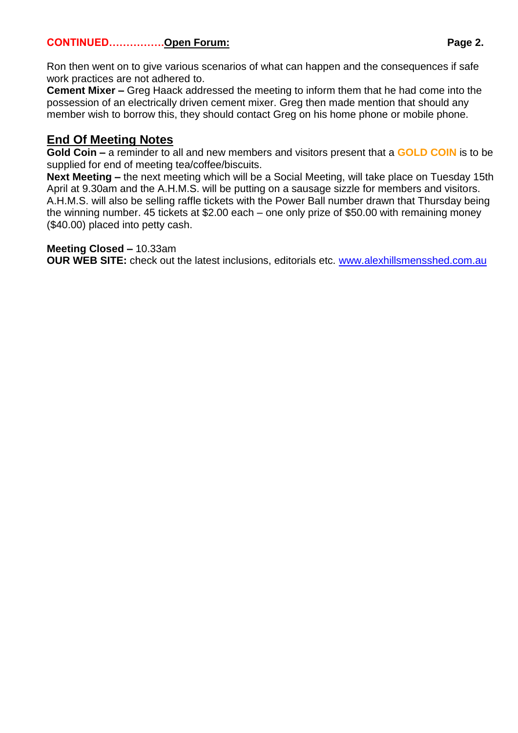**CONTINUED…………….Open Forum:**

Ron then went on to give various scenarios of what can happen and the consequences if safe work practices are not adhered to.

**Cement Mixer –** Greg Haack addressed the meeting to inform them that he had come into the possession of an electrically driven cement mixer. Greg then made mention that should any member wish to borrow this, they should contact Greg on his home phone or mobile phone.

## End Of Meeting Notes

**Gold Coin –** a reminder to all and new members and visitors present that a **GOLD COIN** is to be supplied for end of meeting tea/coffee/biscuits.

**Next Meeting –** the next meeting which will be a Social Meeting, will take place on Tuesday 15th April at 9.30am and the A.H.M.S. will be putting on a sausage sizzle for members and visitors. A.H.M.S. will also be selling raffle tickets with the Power Ball number drawn that Thursday being the winning number. 45 tickets at $2.00 each – one only prize of $50.00 with remaining money ($40.00) placed into petty cash.

**Meeting Closed –** 10.33am

**OUR WEB SITE:** check out the latest inclusions, editorials etc. www.alexhillsmensshed.com.au